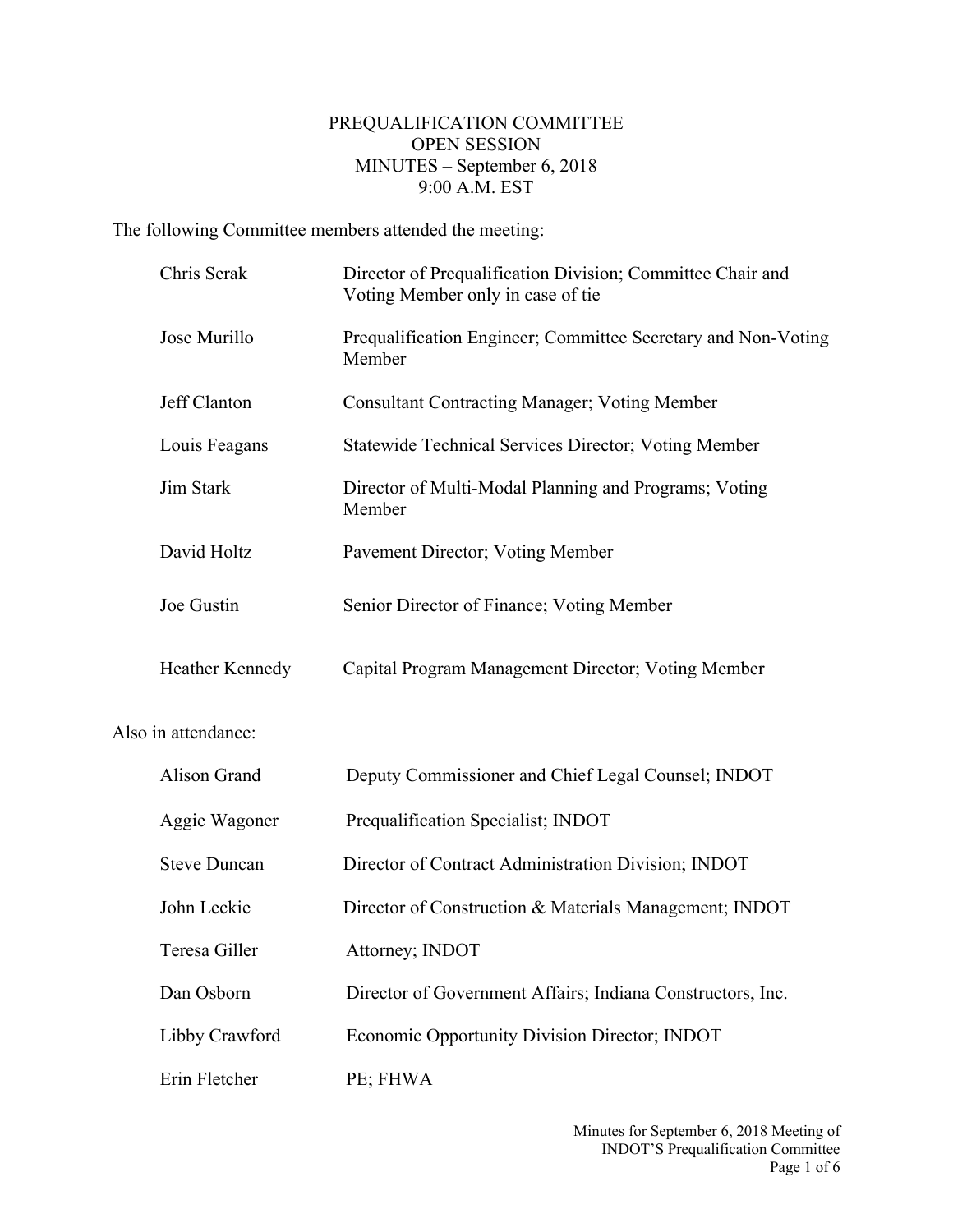# PREQUALIFICATION COMMITTEE
## OPEN SESSION
## MINUTES – September 6, 2018
## 9:00 A.M. EST

The following Committee members attended the meeting:

| | |
|---|---|
| Chris Serak | Director of Prequalification Division; Committee Chair and Voting Member only in case of tie |
| Jose Murillo | Prequalification Engineer; Committee Secretary and Non-Voting Member |
| Jeff Clanton | Consultant Contracting Manager; Voting Member |
| Louis Feagans | Statewide Technical Services Director; Voting Member |
| Jim Stark | Director of Multi-Modal Planning and Programs; Voting Member |
| David Holtz | Pavement Director; Voting Member |
| Joe Gustin | Senior Director of Finance; Voting Member |
| Heather Kennedy | Capital Program Management Director; Voting Member |

Also in attendance:

| | |
|---|---|
| Alison Grand | Deputy Commissioner and Chief Legal Counsel; INDOT |
| Aggie Wagoner | Prequalification Specialist; INDOT |
| Steve Duncan | Director of Contract Administration Division; INDOT |
| John Leckie | Director of Construction & Materials Management; INDOT |
| Teresa Giller | Attorney; INDOT |
| Dan Osborn | Director of Government Affairs; Indiana Constructors, Inc. |
| Libby Crawford | Economic Opportunity Division Director; INDOT |
| Erin Fletcher | PE; FHWA |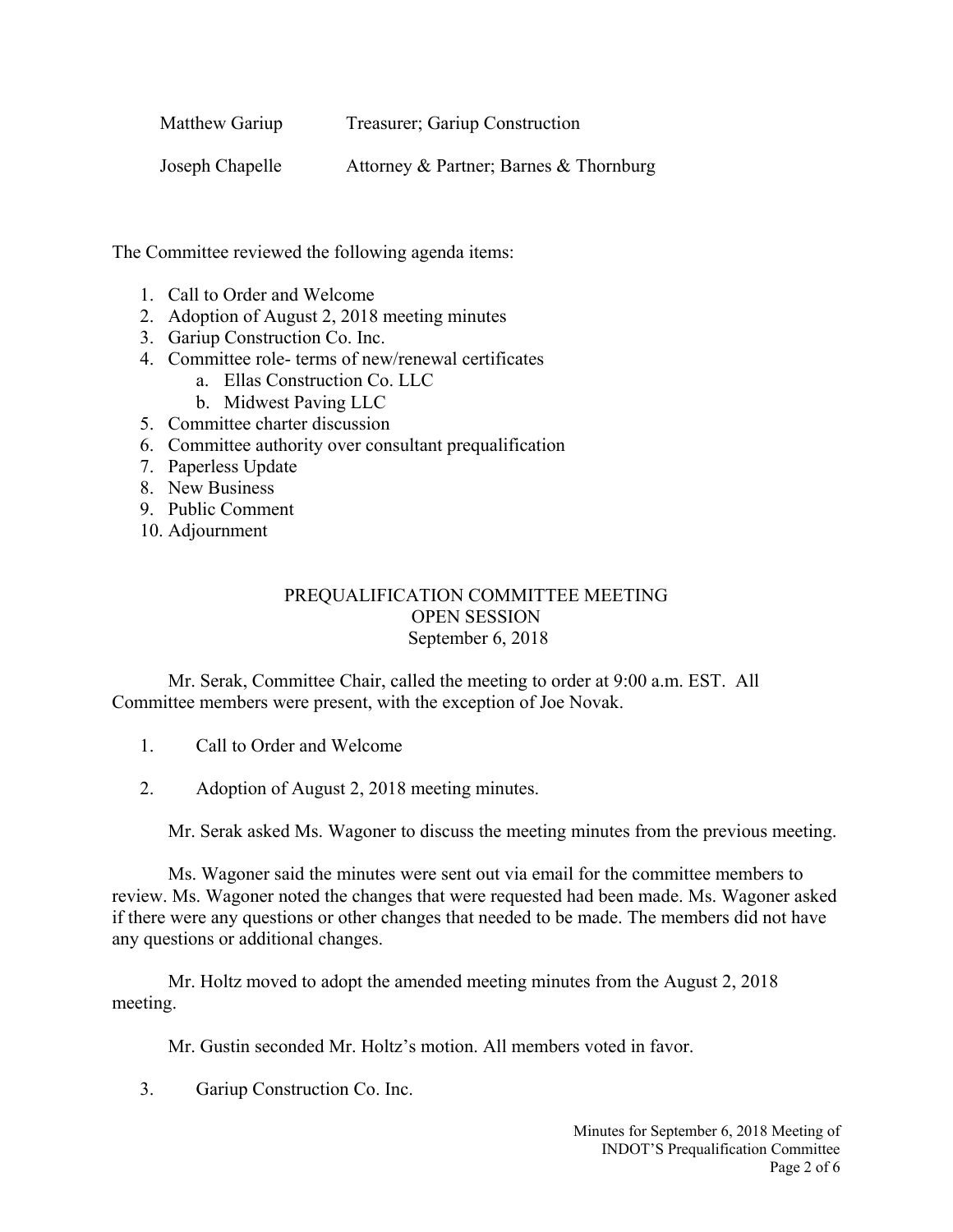| | |
|---|---|
| Matthew Gariup | Treasurer; Gariup Construction |
| Joseph Chapelle | Attorney & Partner; Barnes & Thornburg |

The Committee reviewed the following agenda items:

1. Call to Order and Welcome
2. Adoption of August 2, 2018 meeting minutes
3. Gariup Construction Co. Inc.
4. Committee role- terms of new/renewal certificates
   a. Ellas Construction Co. LLC
   b. Midwest Paving LLC
5. Committee charter discussion
6. Committee authority over consultant prequalification
7. Paperless Update
8. New Business
9. Public Comment
10. Adjournment

## PREQUALIFICATION COMMITTEE MEETING
## OPEN SESSION
## September 6, 2018

Mr. Serak, Committee Chair, called the meeting to order at 9:00 a.m. EST. All Committee members were present, with the exception of Joe Novak.

1. Call to Order and Welcome

2. Adoption of August 2, 2018 meeting minutes.

Mr. Serak asked Ms. Wagoner to discuss the meeting minutes from the previous meeting.

Ms. Wagoner said the minutes were sent out via email for the committee members to review. Ms. Wagoner noted the changes that were requested had been made. Ms. Wagoner asked if there were any questions or other changes that needed to be made. The members did not have any questions or additional changes.

Mr. Holtz moved to adopt the amended meeting minutes from the August 2, 2018 meeting.

Mr. Gustin seconded Mr. Holtz's motion. All members voted in favor.

3. Gariup Construction Co. Inc.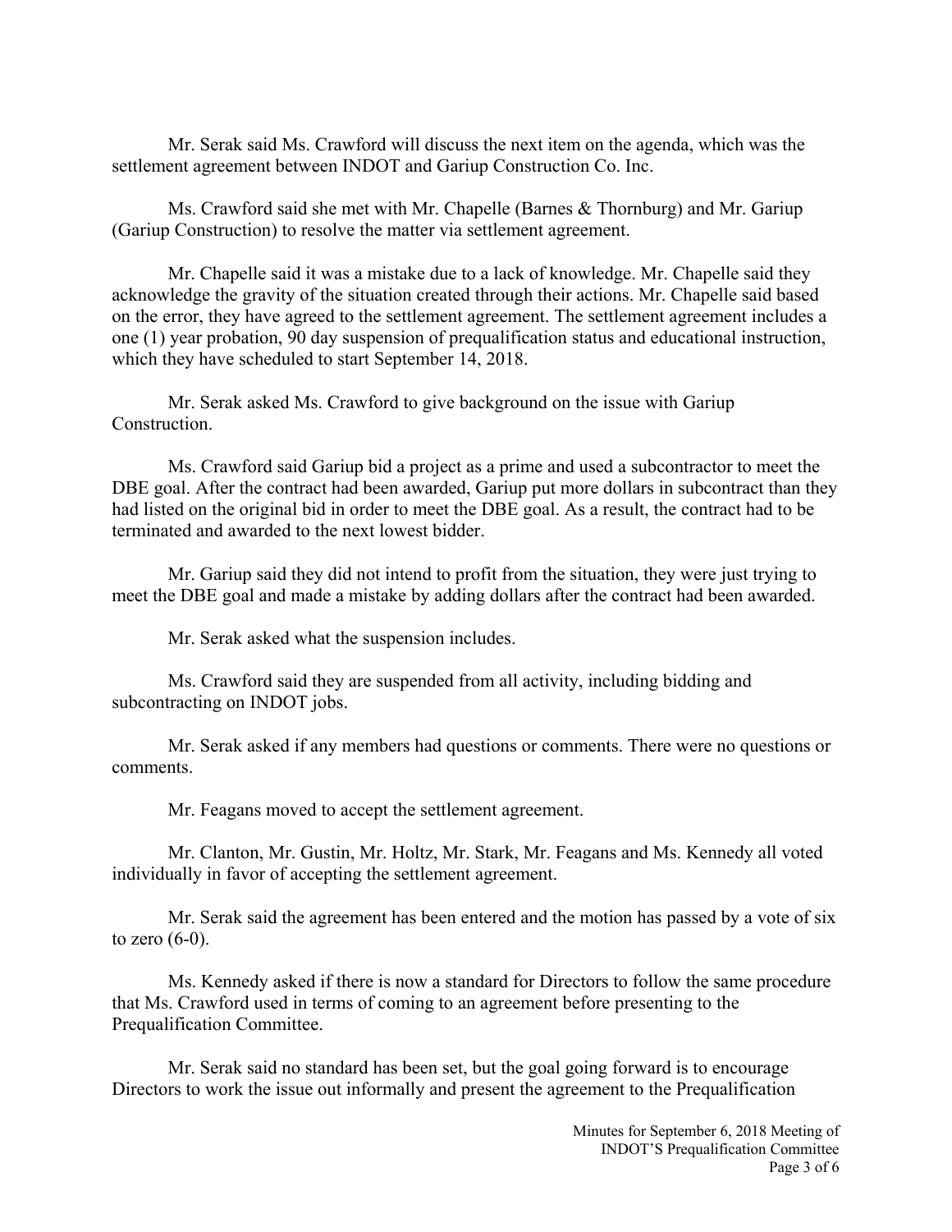Mr. Serak said Ms. Crawford will discuss the next item on the agenda, which was the settlement agreement between INDOT and Gariup Construction Co. Inc.

Ms. Crawford said she met with Mr. Chapelle (Barnes & Thornburg) and Mr. Gariup (Gariup Construction) to resolve the matter via settlement agreement.

Mr. Chapelle said it was a mistake due to a lack of knowledge. Mr. Chapelle said they acknowledge the gravity of the situation created through their actions. Mr. Chapelle said based on the error, they have agreed to the settlement agreement. The settlement agreement includes a one (1) year probation, 90 day suspension of prequalification status and educational instruction, which they have scheduled to start September 14, 2018.

Mr. Serak asked Ms. Crawford to give background on the issue with Gariup Construction.

Ms. Crawford said Gariup bid a project as a prime and used a subcontractor to meet the DBE goal. After the contract had been awarded, Gariup put more dollars in subcontract than they had listed on the original bid in order to meet the DBE goal. As a result, the contract had to be terminated and awarded to the next lowest bidder.

Mr. Gariup said they did not intend to profit from the situation, they were just trying to meet the DBE goal and made a mistake by adding dollars after the contract had been awarded.

Mr. Serak asked what the suspension includes.

Ms. Crawford said they are suspended from all activity, including bidding and subcontracting on INDOT jobs.

Mr. Serak asked if any members had questions or comments. There were no questions or comments.

Mr. Feagans moved to accept the settlement agreement.

Mr. Clanton, Mr. Gustin, Mr. Holtz, Mr. Stark, Mr. Feagans and Ms. Kennedy all voted individually in favor of accepting the settlement agreement.

Mr. Serak said the agreement has been entered and the motion has passed by a vote of six to zero (6-0).

Ms. Kennedy asked if there is now a standard for Directors to follow the same procedure that Ms. Crawford used in terms of coming to an agreement before presenting to the Prequalification Committee.

Mr. Serak said no standard has been set, but the goal going forward is to encourage Directors to work the issue out informally and present the agreement to the Prequalification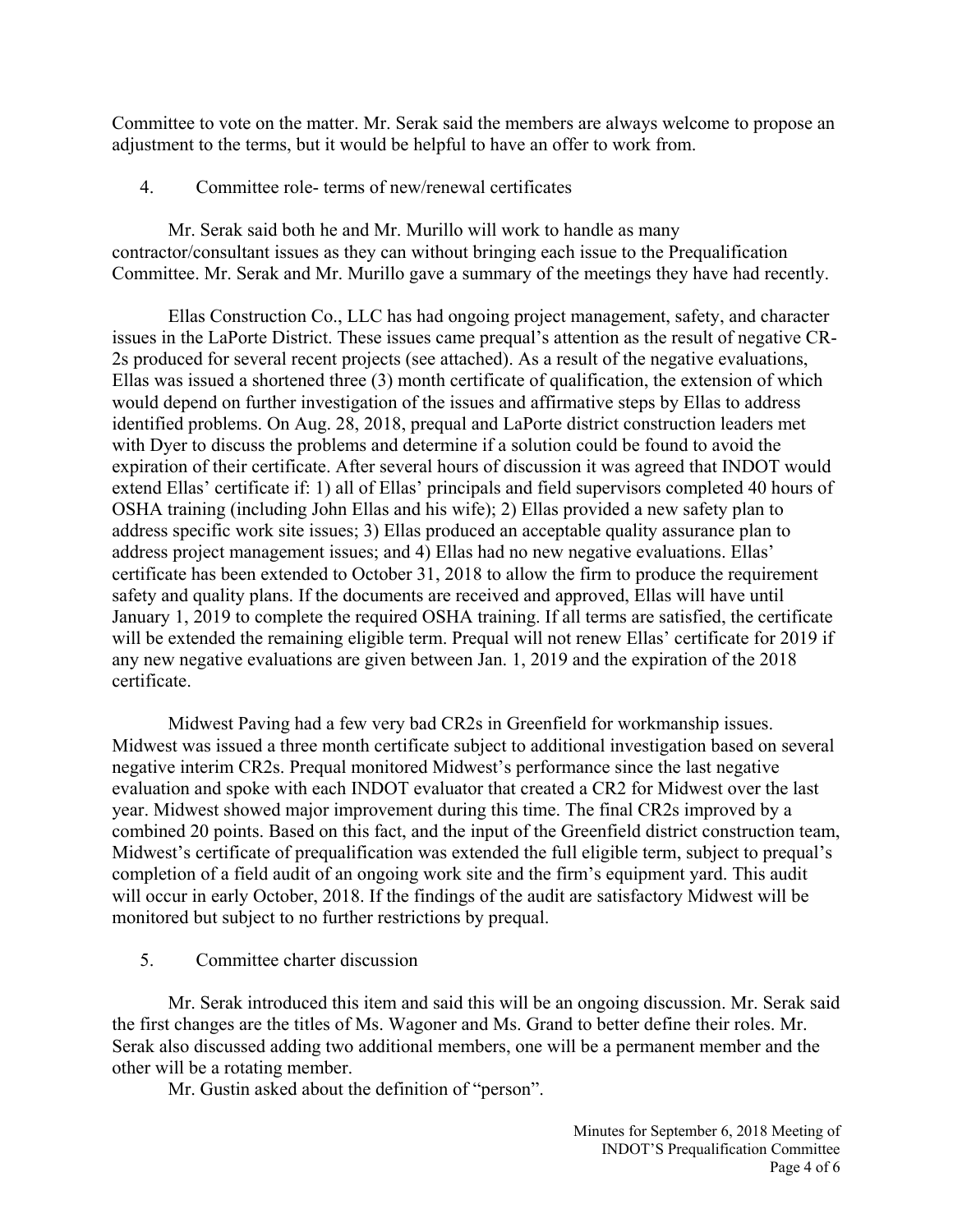Committee to vote on the matter. Mr. Serak said the members are always welcome to propose an adjustment to the terms, but it would be helpful to have an offer to work from.

4. Committee role- terms of new/renewal certificates

Mr. Serak said both he and Mr. Murillo will work to handle as many contractor/consultant issues as they can without bringing each issue to the Prequalification Committee. Mr. Serak and Mr. Murillo gave a summary of the meetings they have had recently.

Ellas Construction Co., LLC has had ongoing project management, safety, and character issues in the LaPorte District. These issues came prequal's attention as the result of negative CR-2s produced for several recent projects (see attached). As a result of the negative evaluations, Ellas was issued a shortened three (3) month certificate of qualification, the extension of which would depend on further investigation of the issues and affirmative steps by Ellas to address identified problems. On Aug. 28, 2018, prequal and LaPorte district construction leaders met with Dyer to discuss the problems and determine if a solution could be found to avoid the expiration of their certificate. After several hours of discussion it was agreed that INDOT would extend Ellas' certificate if: 1) all of Ellas' principals and field supervisors completed 40 hours of OSHA training (including John Ellas and his wife); 2) Ellas provided a new safety plan to address specific work site issues; 3) Ellas produced an acceptable quality assurance plan to address project management issues; and 4) Ellas had no new negative evaluations. Ellas' certificate has been extended to October 31, 2018 to allow the firm to produce the requirement safety and quality plans. If the documents are received and approved, Ellas will have until January 1, 2019 to complete the required OSHA training. If all terms are satisfied, the certificate will be extended the remaining eligible term. Prequal will not renew Ellas' certificate for 2019 if any new negative evaluations are given between Jan. 1, 2019 and the expiration of the 2018 certificate.

Midwest Paving had a few very bad CR2s in Greenfield for workmanship issues. Midwest was issued a three month certificate subject to additional investigation based on several negative interim CR2s. Prequal monitored Midwest's performance since the last negative evaluation and spoke with each INDOT evaluator that created a CR2 for Midwest over the last year. Midwest showed major improvement during this time. The final CR2s improved by a combined 20 points. Based on this fact, and the input of the Greenfield district construction team, Midwest's certificate of prequalification was extended the full eligible term, subject to prequal's completion of a field audit of an ongoing work site and the firm's equipment yard. This audit will occur in early October, 2018. If the findings of the audit are satisfactory Midwest will be monitored but subject to no further restrictions by prequal.

5. Committee charter discussion

Mr. Serak introduced this item and said this will be an ongoing discussion. Mr. Serak said the first changes are the titles of Ms. Wagoner and Ms. Grand to better define their roles. Mr. Serak also discussed adding two additional members, one will be a permanent member and the other will be a rotating member.

Mr. Gustin asked about the definition of "person".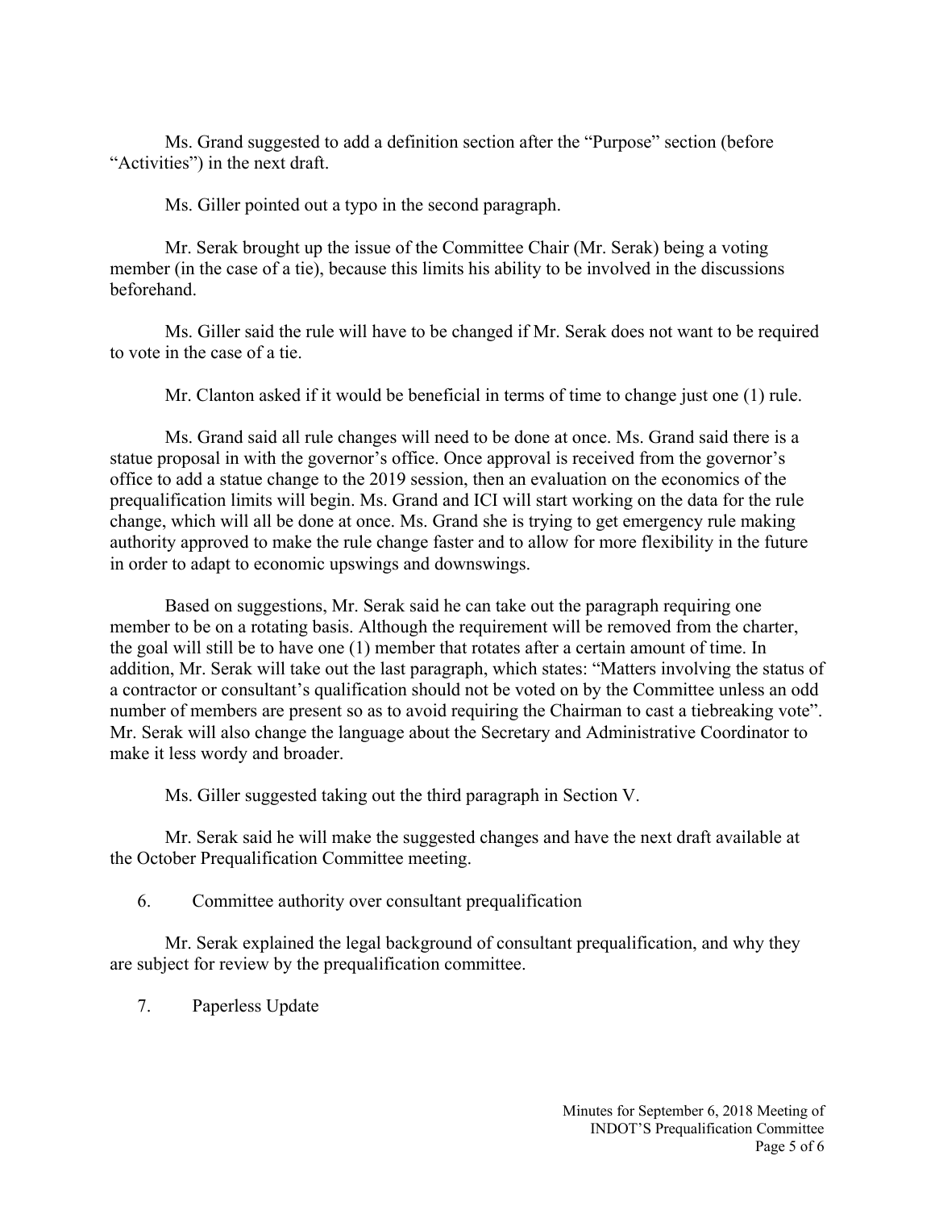Ms. Grand suggested to add a definition section after the "Purpose" section (before "Activities") in the next draft.

Ms. Giller pointed out a typo in the second paragraph.

Mr. Serak brought up the issue of the Committee Chair (Mr. Serak) being a voting member (in the case of a tie), because this limits his ability to be involved in the discussions beforehand.

Ms. Giller said the rule will have to be changed if Mr. Serak does not want to be required to vote in the case of a tie.

Mr. Clanton asked if it would be beneficial in terms of time to change just one (1) rule.

Ms. Grand said all rule changes will need to be done at once. Ms. Grand said there is a statue proposal in with the governor's office. Once approval is received from the governor's office to add a statue change to the 2019 session, then an evaluation on the economics of the prequalification limits will begin. Ms. Grand and ICI will start working on the data for the rule change, which will all be done at once. Ms. Grand she is trying to get emergency rule making authority approved to make the rule change faster and to allow for more flexibility in the future in order to adapt to economic upswings and downswings.

Based on suggestions, Mr. Serak said he can take out the paragraph requiring one member to be on a rotating basis. Although the requirement will be removed from the charter, the goal will still be to have one (1) member that rotates after a certain amount of time. In addition, Mr. Serak will take out the last paragraph, which states: "Matters involving the status of a contractor or consultant's qualification should not be voted on by the Committee unless an odd number of members are present so as to avoid requiring the Chairman to cast a tiebreaking vote". Mr. Serak will also change the language about the Secretary and Administrative Coordinator to make it less wordy and broader.

Ms. Giller suggested taking out the third paragraph in Section V.

Mr. Serak said he will make the suggested changes and have the next draft available at the October Prequalification Committee meeting.

6. Committee authority over consultant prequalification

Mr. Serak explained the legal background of consultant prequalification, and why they are subject for review by the prequalification committee.

7. Paperless Update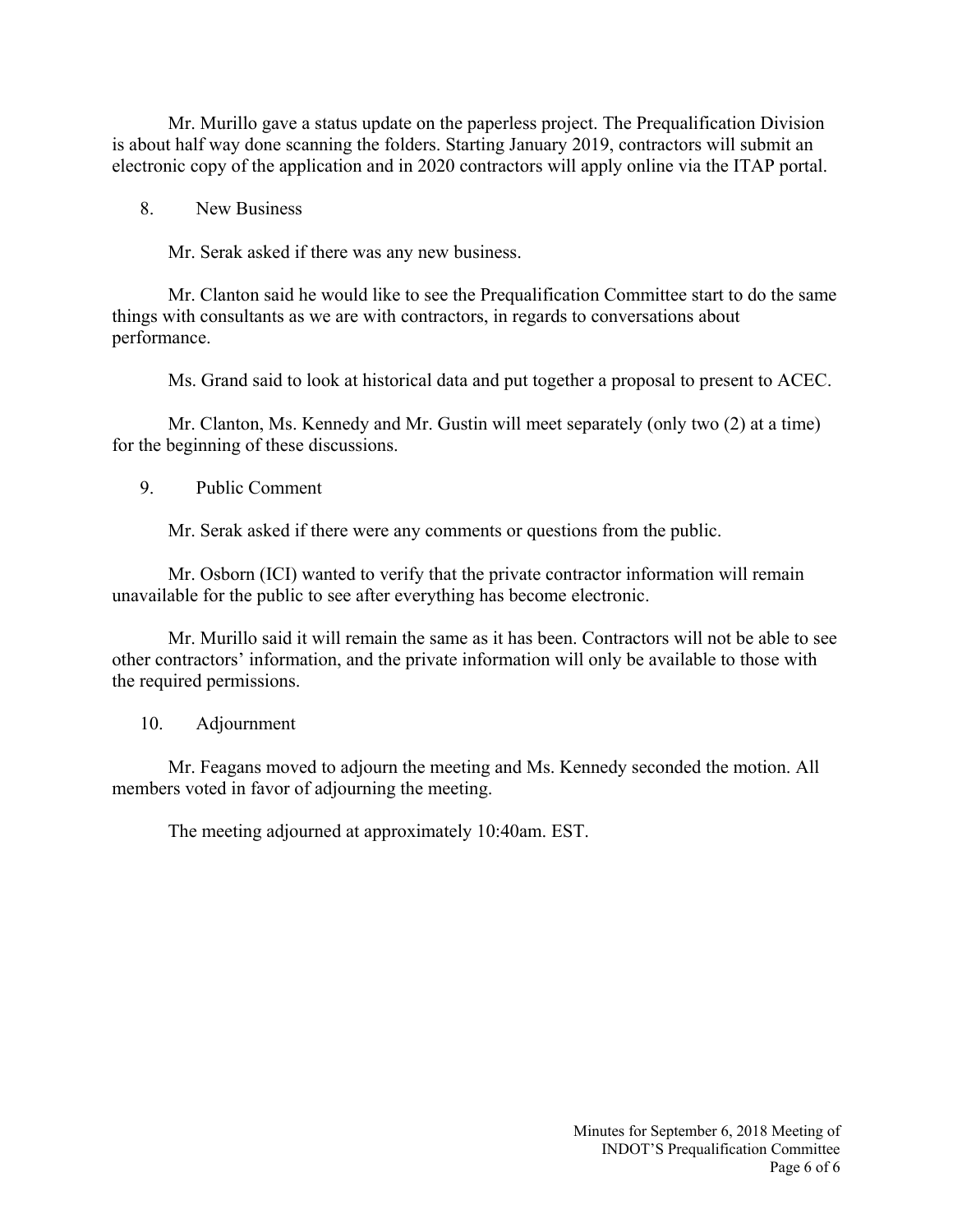Mr. Murillo gave a status update on the paperless project. The Prequalification Division is about half way done scanning the folders. Starting January 2019, contractors will submit an electronic copy of the application and in 2020 contractors will apply online via the ITAP portal.

8. New Business

Mr. Serak asked if there was any new business.

Mr. Clanton said he would like to see the Prequalification Committee start to do the same things with consultants as we are with contractors, in regards to conversations about performance.

Ms. Grand said to look at historical data and put together a proposal to present to ACEC.

Mr. Clanton, Ms. Kennedy and Mr. Gustin will meet separately (only two (2) at a time) for the beginning of these discussions.

9. Public Comment

Mr. Serak asked if there were any comments or questions from the public.

Mr. Osborn (ICI) wanted to verify that the private contractor information will remain unavailable for the public to see after everything has become electronic.

Mr. Murillo said it will remain the same as it has been. Contractors will not be able to see other contractors' information, and the private information will only be available to those with the required permissions.

10. Adjournment

Mr. Feagans moved to adjourn the meeting and Ms. Kennedy seconded the motion. All members voted in favor of adjourning the meeting.

The meeting adjourned at approximately 10:40am. EST.